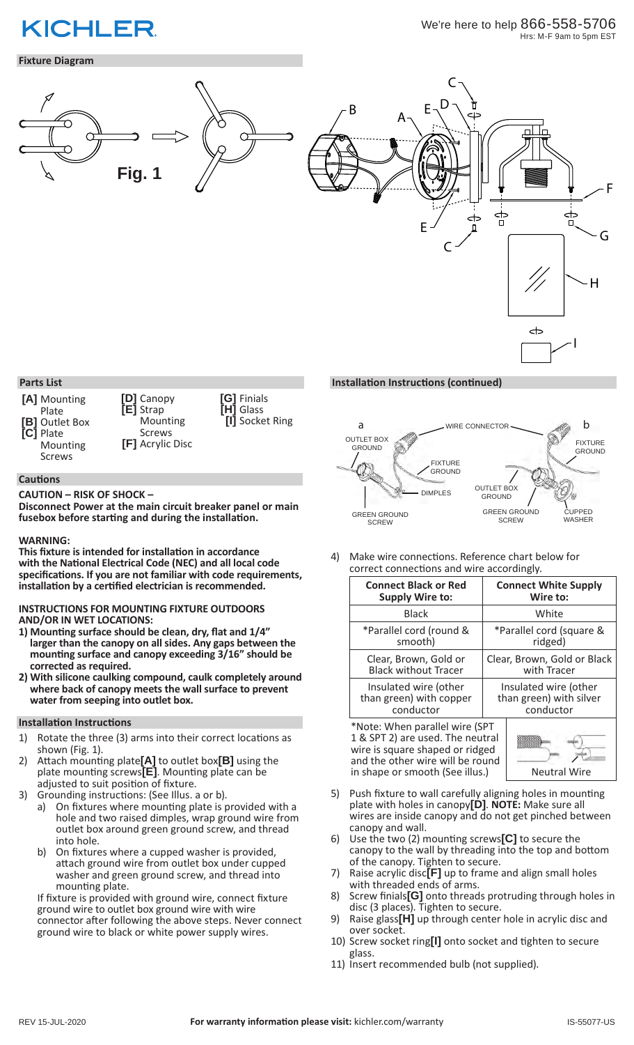# KICHLER

We're here to help 866-558-5706
Hrs: M-F 9am to 5pm EST

## Fixture Diagram

Fig. 1

A B C D E F G H I

## Parts List

- **[A]** Mounting Plate
- **[B]** Outlet Box
- **[C]** Plate Mounting Screws
- **[D]** Canopy
- **[E]** Strap Mounting Screws
- **[F]** Acrylic Disc
- **[G]** Finials
- **[H]** Glass
- **[I]** Socket Ring

## Cautions

**CAUTION – RISK OF SHOCK –**
**Disconnect Power at the main circuit breaker panel or main fusebox before starting and during the installation.**

**WARNING:**
**This fixture is intended for installation in accordance with the National Electrical Code (NEC) and all local code specifications. If you are not familiar with code requirements, installation by a certified electrician is recommended.**

**INSTRUCTIONS FOR MOUNTING FIXTURE OUTDOORS AND/OR IN WET LOCATIONS:**

1) **Mounting surface should be clean, dry, flat and 1/4" larger than the canopy on all sides. Any gaps between the mounting surface and canopy exceeding 3/16" should be corrected as required.**
2) **With silicone caulking compound, caulk completely around where back of canopy meets the wall surface to prevent water from seeping into outlet box.**

## Installation Instructions

1) Rotate the three (3) arms into their correct locations as shown (Fig. 1).
2) Attach mounting plate **[A]** to outlet box **[B]** using the plate mounting screws **[E]**. Mounting plate can be adjusted to suit position of fixture.
3) Grounding instructions: (See Illus. a or b).
   a) On fixtures where mounting plate is provided with a hole and two raised dimples, wrap ground wire from outlet box around green ground screw, and thread into hole.
   b) On fixtures where a cupped washer is provided, attach ground wire from outlet box under cupped washer and green ground screw, and thread into mounting plate.

   If fixture is provided with ground wire, connect fixture ground wire to outlet box ground wire with wire connector after following the above steps. Never connect ground wire to black or white power supply wires.

## Installation Instructions (continued)

a: OUTLET BOX GROUND, WIRE CONNECTOR, FIXTURE GROUND, DIMPLES, GREEN GROUND SCREW

b: FIXTURE GROUND, OUTLET BOX GROUND, GREEN GROUND SCREW, CUPPED WASHER

4) Make wire connections. Reference chart below for correct connections and wire accordingly.

| Connect Black or Red Supply Wire to: | Connect White Supply Wire to: |
|---|---|
| Black | White |
| *Parallel cord (round & smooth) | *Parallel cord (square & ridged) |
| Clear, Brown, Gold or Black without Tracer | Clear, Brown, Gold or Black with Tracer |
| Insulated wire (other than green) with copper conductor | Insulated wire (other than green) with silver conductor |

*Note: When parallel wire (SPT 1 & SPT 2) are used. The neutral wire is square shaped or ridged and the other wire will be round in shape or smooth (See illus.)

Neutral Wire

5) Push fixture to wall carefully aligning holes in mounting plate with holes in canopy **[D]**. **NOTE:** Make sure all wires are inside canopy and do not get pinched between canopy and wall.
6) Use the two (2) mounting screws **[C]** to secure the canopy to the wall by threading into the top and bottom of the canopy. Tighten to secure.
7) Raise acrylic disc **[F]** up to frame and align small holes with threaded ends of arms.
8) Screw finials **[G]** onto threads protruding through holes in disc (3 places). Tighten to secure.
9) Raise glass **[H]** up through center hole in acrylic disc and over socket.
10) Screw socket ring **[I]** onto socket and tighten to secure glass.
11) Insert recommended bulb (not supplied).

REV 15-JUL-2020 **For warranty information please visit:** kichler.com/warranty IS-55077-US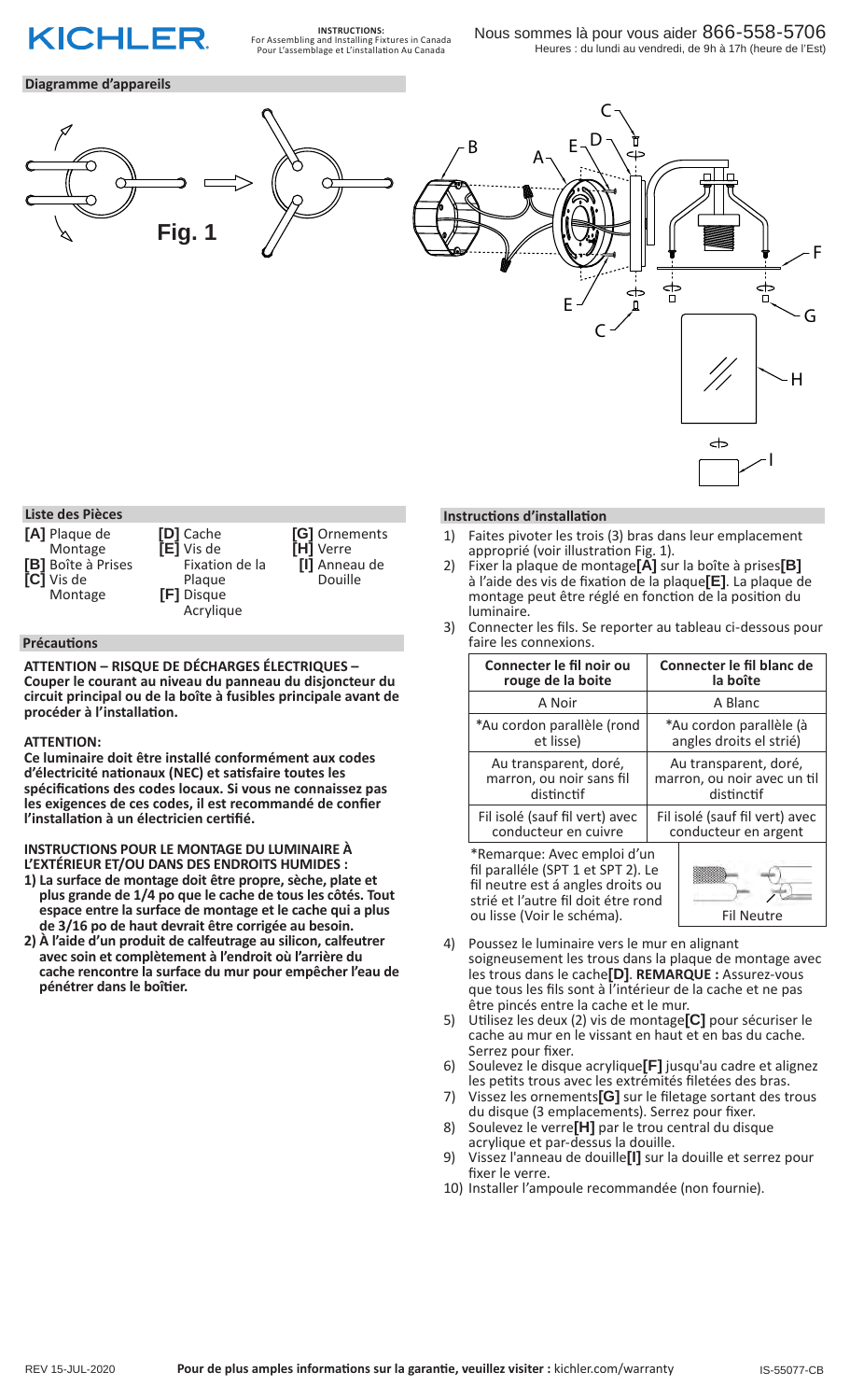KICHLER

**INSTRUCTIONS:**
For Assembling and Installing Fixtures in Canada
Pour L'assemblage et L'installation Au Canada

Nous sommes là pour vous aider 866-558-5706
Heures : du lundi au vendredi, de 9h à 17h (heure de l'Est)

## Diagramme d'appareils

Fig. 1

A B C D E F G H I

## Liste des Pièces

**[A]** Plaque de Montage
**[B]** Boîte à Prises
**[C]** Vis de Montage
**[D]** Cache
**[E]** Vis de Fixation de la Plaque
**[F]** Disque Acrylique
**[G]** Ornements
**[H]** Verre
**[I]** Anneau de Douille

## Précautions

**ATTENTION – RISQUE DE DÉCHARGES ÉLECTRIQUES – Couper le courant au niveau du panneau du disjoncteur du circuit principal ou de la boîte à fusibles principale avant de procéder à l'installation.**

**ATTENTION:**

**Ce luminaire doit être installé conformément aux codes d'électricité nationaux (NEC) et satisfaire toutes les spécifications des codes locaux. Si vous ne connaissez pas les exigences de ces codes, il est recommandé de confier l'installation à un électricien certifié.**

**INSTRUCTIONS POUR LE MONTAGE DU LUMINAIRE À L'EXTÉRIEUR ET/OU DANS DES ENDROITS HUMIDES :**

**1) La surface de montage doit être propre, sèche, plate et plus grande de 1/4 po que le cache de tous les côtés. Tout espace entre la surface de montage et le cache qui a plus de 3/16 po de haut devrait être corrigée au besoin.**
**2) À l'aide d'un produit de calfeutrage au silicon, calfeutrer avec soin et complètement à l'endroit où l'arrière du cache rencontre la surface du mur pour empêcher l'eau de pénétrer dans le boîtier.**

## Instructions d'installation

1) Faites pivoter les trois (3) bras dans leur emplacement approprié (voir illustration Fig. 1).
2) Fixer la plaque de montage**[A]** sur la boîte à prises**[B]** à l'aide des vis de fixation de la plaque**[E]**. La plaque de montage peut être réglé en fonction de la position du luminaire.
3) Connecter les fils. Se reporter au tableau ci-dessous pour faire les connexions.

| Connecter le fil noir ou rouge de la boite | Connecter le fil blanc de la boite |
|---|---|
| A Noir | A Blanc |
| *Au cordon parallèle (rond et lisse) | *Au cordon parallèle (à angles droits et strié) |
| Au transparent, doré, marron, ou noir sans fil distinctif | Au transparent, doré, marron, ou noir avec un fil distinctif |
| Fil isolé (sauf fil vert) avec conducteur en cuivre | Fil isolé (sauf fil vert) avec conducteur en argent |

*Remarque: Avec emploi d'un fil paralléle (SPT 1 et SPT 2). Le fil neutre est á angles droits ou strié et l'autre fil doit étre rond ou lisse (Voir le schéma).

Fil Neutre

4) Poussez le luminaire vers le mur en alignant soigneusement les trous dans la plaque de montage avec les trous dans le cache**[D]**. **REMARQUE :** Assurez-vous que tous les fils sont à l'intérieur de la cache et ne pas être pincés entre la cache et le mur.
5) Utilisez les deux (2) vis de montage**[C]** pour sécuriser le cache au mur en le vissant en haut et en bas du cache. Serrez pour fixer.
6) Soulevez le disque acrylique**[F]** jusqu'au cadre et alignez les petits trous avec les extrémités filetées des bras.
7) Vissez les ornements**[G]** sur le filetage sortant des trous du disque (3 emplacements). Serrez pour fixer.
8) Soulevez le verre**[H]** par le trou central du disque acrylique et par-dessus la douille.
9) Vissez l'anneau de douille**[I]** sur la douille et serrez pour fixer le verre.
10) Installer l'ampoule recommandée (non fournie).

REV 15-JUL-2020 **Pour de plus amples informations sur la garantie, veuillez visiter :** kichler.com/warranty IS-55077-CB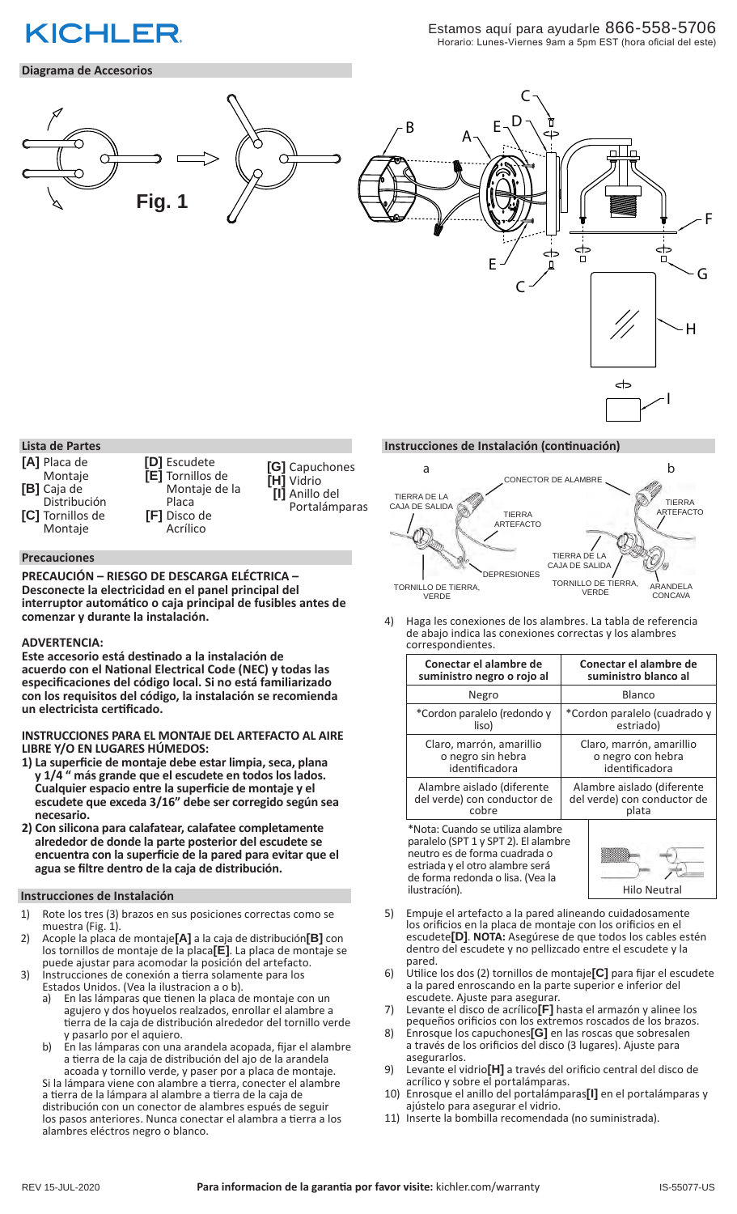# KICHLER

Estamos aquí para ayudarle 866-558-5706
Horario: Lunes-Viernes 9am a 5pm EST (hora oficial del este)

## Diagrama de Accesorios

Fig. 1

A B C D E F G H I

## Lista de Partes

**[A]** Placa de Montaje
**[B]** Caja de Distribución
**[C]** Tornillos de Montaje
**[D]** Escudete
**[E]** Tornillos de Montaje de la Placa
**[F]** Disco de Acrílico
**[G]** Capuchones
**[H]** Vidrio
**[I]** Anillo del Portalámparas

## Precauciones

**PRECAUCIÓN – RIESGO DE DESCARGA ELÉCTRICA – Desconecte la electricidad en el panel principal del interruptor automático o caja principal de fusibles antes de comenzar y durante la instalación.**

**ADVERTENCIA:**

**Este accesorio está destinado a la instalación de acuerdo con el National Electrical Code (NEC) y todas las especificaciones del código local. Si no está familiarizado con los requisitos del código, la instalación se recomienda un electricista certificado.**

**INSTRUCCIONES PARA EL MONTAJE DEL ARTEFACTO AL AIRE LIBRE Y/O EN LUGARES HÚMEDOS:**

**1) La superficie de montaje debe estar limpia, seca, plana y 1/4 " más grande que el escudete en todos los lados. Cualquier espacio entre la superficie de montaje y el escudete que exceda 3/16" debe ser corregido según sea necesario.**

**2) Con silicona para calafatear, calafatee completamente alrededor de donde la parte posterior del escudete se encuentra con la superficie de la pared para evitar que el agua se filtre dentro de la caja de distribución.**

## Instrucciones de Instalación

1) Rote los tres (3) brazos en sus posiciones correctas como se muestra (Fig. 1).
2) Acople la placa de montaje**[A]** a la caja de distribución**[B]** con los tornillos de montaje de la placa**[E]**. La placa de montaje se puede ajustar para acomodar la posición del artefacto.
3) Instrucciones de conexión a tierra solamente para los Estados Unidos. (Vea la ilustracion a o b).
   a) En las lámparas que tienen la placa de montaje con un agujero y dos hoyuelos realzados, enrollar el alambre a tierra de la caja de distribución alrededor del tornillo verde y pasarlo por el aquiero.
   b) En las lámparas con una arandela acopada, fijar el alambre a tierra de la caja de distribución del ajo de la arandela acoada y tornillo verde, y paser por a placa de montaje.

   Si la lámpara viene con alambre a tierra, conecter el alambre a tierra de la lámpara al alambre a tierra de la caja de distribución con un conector de alambres espués de seguir los pasos anteriores. Nunca conectar el alambra a tierra a los alambres eléctros negro o blanco.

## Instrucciones de Instalación (continuación)

a: TIERRA DE LA CAJA DE SALIDA, CONECTOR DE ALAMBRE, TIERRA ARTEFACTO, DEPRESIONES, TORNILLO DE TIERRA, VERDE

b: TIERRA ARTEFACTO, TIERRA DE LA CAJA DE SALIDA, TORNILLO DE TIERRA, VERDE, ARANDELA CONCAVA

4) Haga les conexiones de los alambres. La tabla de referencia de abajo indica las conexiones correctas y los alambres correspondientes.

| Conectar el alambre de suministro negro o rojo al | Conectar el alambre de suministro blanco al |
|---|---|
| Negro | Blanco |
| *Cordon paralelo (redondo y liso) | *Cordon paralelo (cuadrado y estriado) |
| Claro, marrón, amarillio o negro sin hebra identificadora | Claro, marrón, amarillio o negro con hebra identificadora |
| Alambre aislado (diferente del verde) con conductor de cobre | Alambre aislado (diferente del verde) con conductor de plata |

*Nota: Cuando se utiliza alambre paralelo (SPT 1 y SPT 2). El alambre neutro es de forma cuadrada o estriada y el otro alambre será de forma redonda o lisa. (Vea la ilustración).

Hilo Neutral

5) Empuje el artefacto a la pared alineando cuidadosamente los orificios en la placa de montaje con los orificios en el escudete**[D]**. **NOTA:** Asegúrese de que todos los cables estén dentro del escudete y no pellizcado entre el escudete y la pared.
6) Utilice los dos (2) tornillos de montaje**[C]** para fijar el escudete a la pared enroscando en la parte superior e inferior del escudete. Ajuste para asegurar.
7) Levante el disco de acrílico**[F]** hasta el armazón y alinee los pequeños orificios con los extremos roscados de los brazos.
8) Enrosque los capuchones**[G]** en las roscas que sobresalen a través de los orificios del disco (3 lugares). Ajuste para asegurarlos.
9) Levante el vidrio**[H]** a través del orificio central del disco de acrílico y sobre el portalámparas.
10) Enrosque el anillo del portalámparas**[I]** en el portalámparas y ajústelo para asegurar el vidrio.
11) Inserte la bombilla recomendada (no suministrada).

REV 15-JUL-2020 **Para informacion de la garantía por favor visite:** kichler.com/warranty IS-55077-US